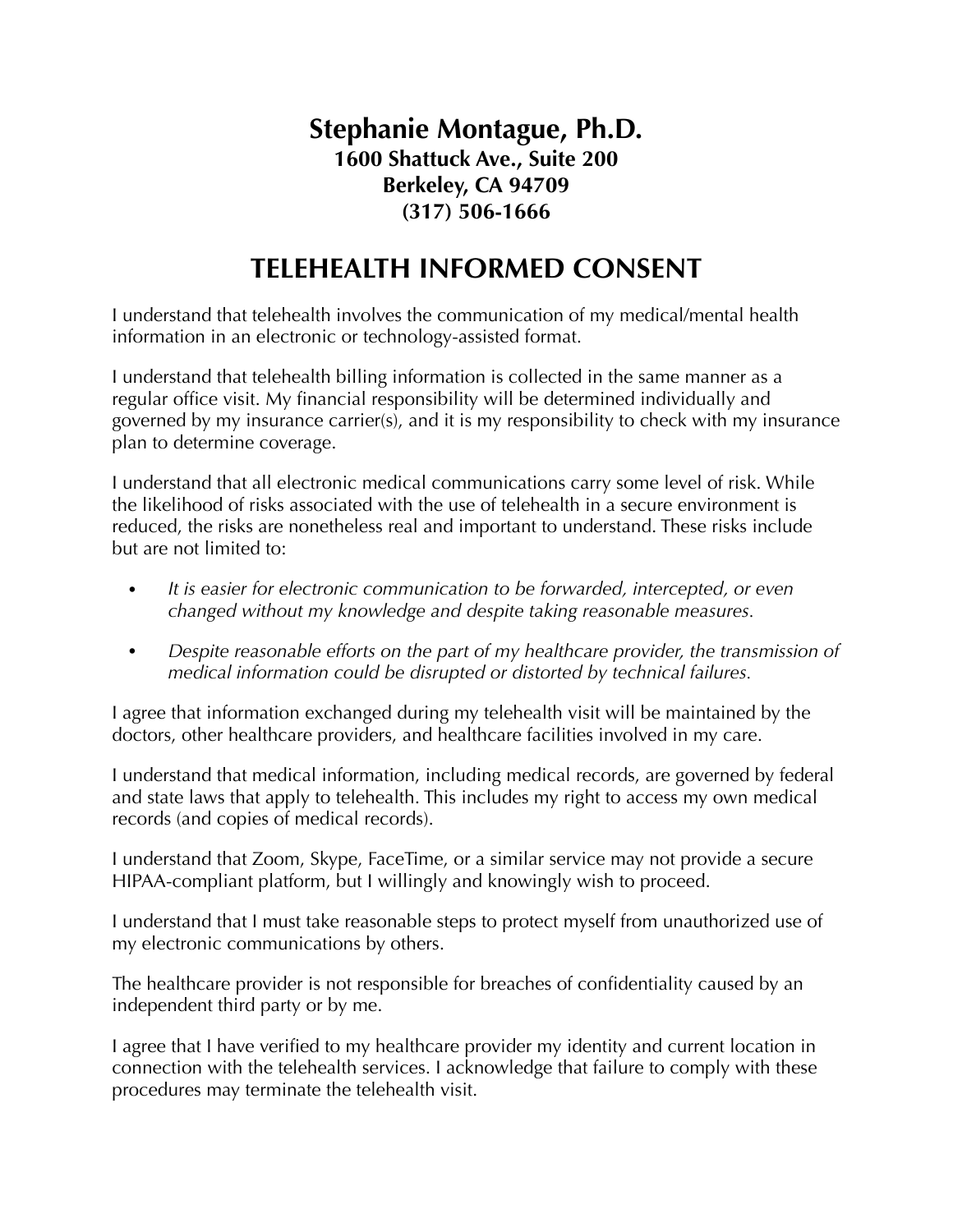# Stephanie Montague, Ph.D.

**1600 Shattuck Ave., Suite 200**
**Berkeley, CA 94709**
**(317) 506-1666**

## TELEHEALTH INFORMED CONSENT

I understand that telehealth involves the communication of my medical/mental health information in an electronic or technology-assisted format.

I understand that telehealth billing information is collected in the same manner as a regular office visit. My financial responsibility will be determined individually and governed by my insurance carrier(s), and it is my responsibility to check with my insurance plan to determine coverage.

I understand that all electronic medical communications carry some level of risk. While the likelihood of risks associated with the use of telehealth in a secure environment is reduced, the risks are nonetheless real and important to understand. These risks include but are not limited to:

- *It is easier for electronic communication to be forwarded, intercepted, or even changed without my knowledge and despite taking reasonable measures.*
- *Despite reasonable efforts on the part of my healthcare provider, the transmission of medical information could be disrupted or distorted by technical failures.*

I agree that information exchanged during my telehealth visit will be maintained by the doctors, other healthcare providers, and healthcare facilities involved in my care.

I understand that medical information, including medical records, are governed by federal and state laws that apply to telehealth. This includes my right to access my own medical records (and copies of medical records).

I understand that Zoom, Skype, FaceTime, or a similar service may not provide a secure HIPAA-compliant platform, but I willingly and knowingly wish to proceed.

I understand that I must take reasonable steps to protect myself from unauthorized use of my electronic communications by others.

The healthcare provider is not responsible for breaches of confidentiality caused by an independent third party or by me.

I agree that I have verified to my healthcare provider my identity and current location in connection with the telehealth services. I acknowledge that failure to comply with these procedures may terminate the telehealth visit.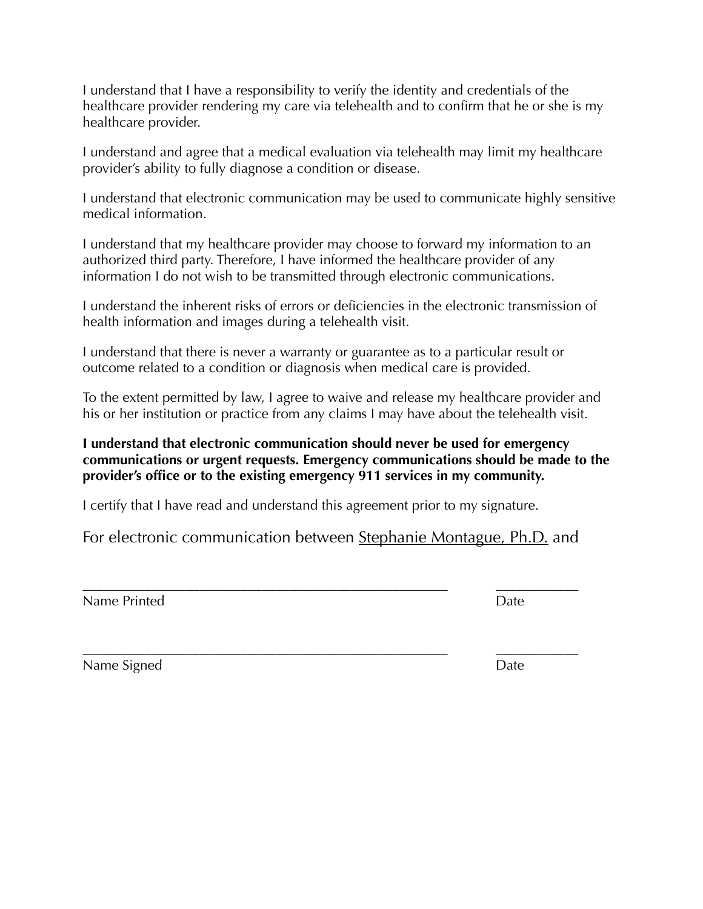I understand that I have a responsibility to verify the identity and credentials of the healthcare provider rendering my care via telehealth and to confirm that he or she is my healthcare provider.

I understand and agree that a medical evaluation via telehealth may limit my healthcare provider's ability to fully diagnose a condition or disease.

I understand that electronic communication may be used to communicate highly sensitive medical information.

I understand that my healthcare provider may choose to forward my information to an authorized third party. Therefore, I have informed the healthcare provider of any information I do not wish to be transmitted through electronic communications.

I understand the inherent risks of errors or deficiencies in the electronic transmission of health information and images during a telehealth visit.

I understand that there is never a warranty or guarantee as to a particular result or outcome related to a condition or diagnosis when medical care is provided.

To the extent permitted by law, I agree to waive and release my healthcare provider and his or her institution or practice from any claims I may have about the telehealth visit.

**I understand that electronic communication should never be used for emergency communications or urgent requests. Emergency communications should be made to the provider's office or to the existing emergency 911 services in my community.**

I certify that I have read and understand this agreement prior to my signature.

For electronic communication between Stephanie Montague, Ph.D. and

_____________________________________________ __________
Name Printed Date

_____________________________________________ __________
Name Signed Date